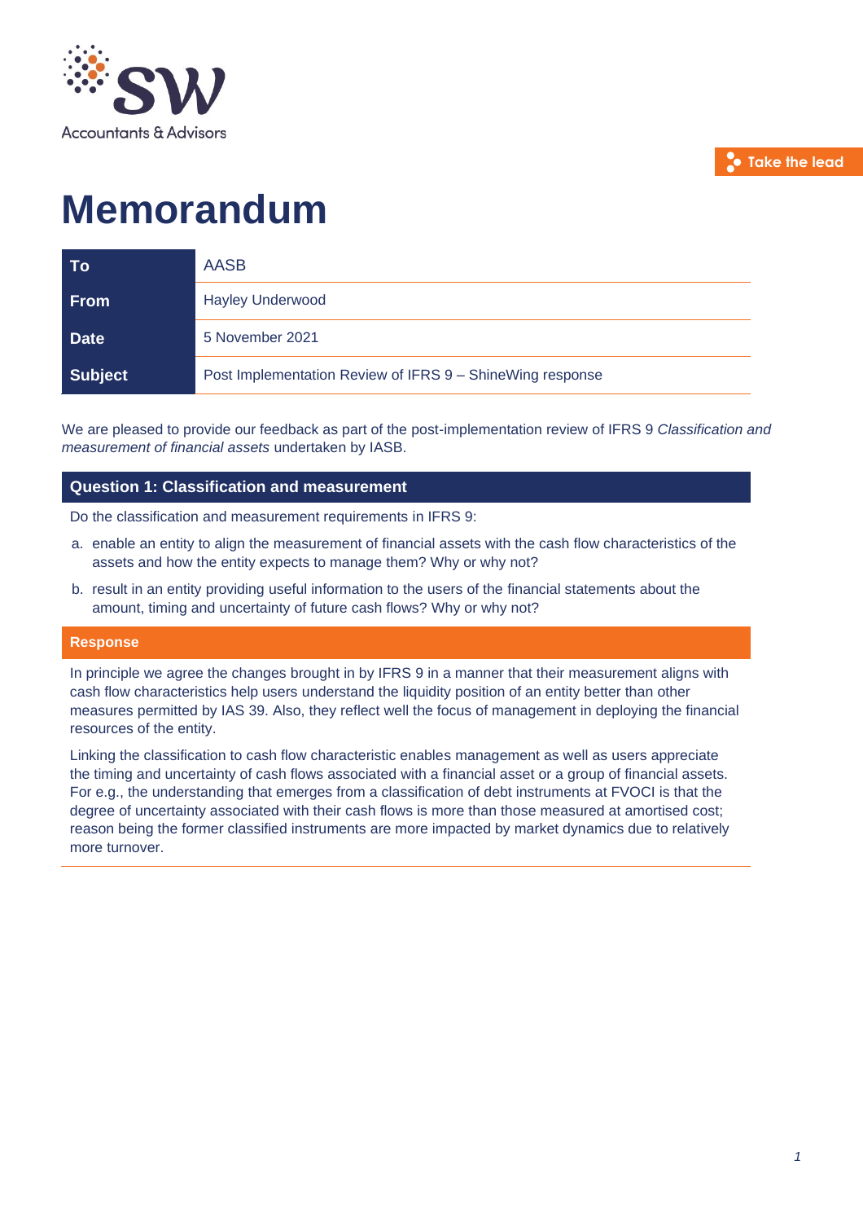SW Accountants & Advisors

Take the lead

# Memorandum

| To | AASB |
|---|---|
| From | Hayley Underwood |
| Date | 5 November 2021 |
| Subject | Post Implementation Review of IFRS 9 – ShineWing response |

We are pleased to provide our feedback as part of the post-implementation review of IFRS 9 *Classification and measurement of financial assets* undertaken by IASB.

## Question 1: Classification and measurement

Do the classification and measurement requirements in IFRS 9:

a. enable an entity to align the measurement of financial assets with the cash flow characteristics of the assets and how the entity expects to manage them? Why or why not?

b. result in an entity providing useful information to the users of the financial statements about the amount, timing and uncertainty of future cash flows? Why or why not?

### Response

In principle we agree the changes brought in by IFRS 9 in a manner that their measurement aligns with cash flow characteristics help users understand the liquidity position of an entity better than other measures permitted by IAS 39. Also, they reflect well the focus of management in deploying the financial resources of the entity.

Linking the classification to cash flow characteristic enables management as well as users appreciate the timing and uncertainty of cash flows associated with a financial asset or a group of financial assets. For e.g., the understanding that emerges from a classification of debt instruments at FVOCI is that the degree of uncertainty associated with their cash flows is more than those measured at amortised cost; reason being the former classified instruments are more impacted by market dynamics due to relatively more turnover.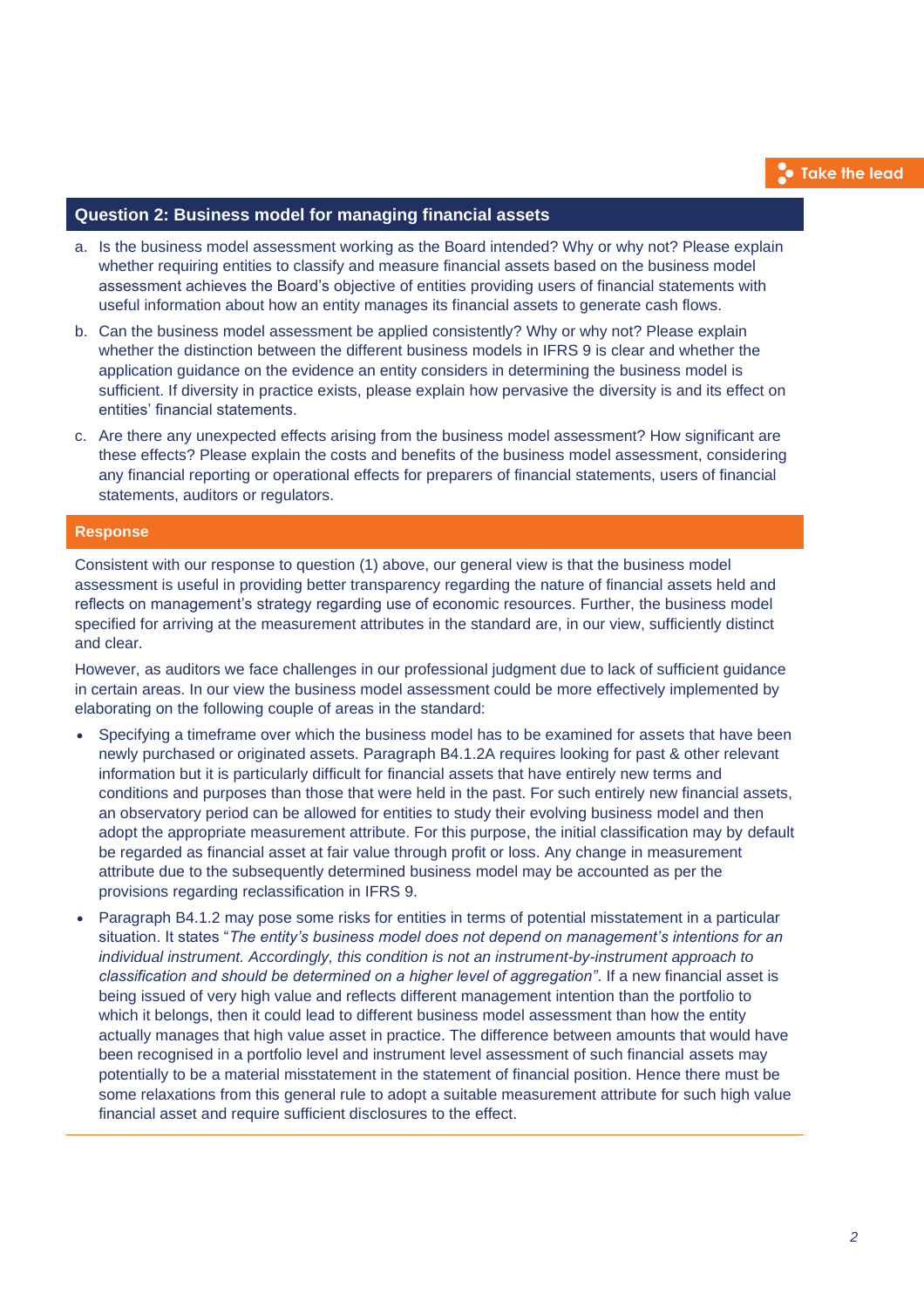Take the lead

## Question 2: Business model for managing financial assets

a. Is the business model assessment working as the Board intended? Why or why not? Please explain whether requiring entities to classify and measure financial assets based on the business model assessment achieves the Board's objective of entities providing users of financial statements with useful information about how an entity manages its financial assets to generate cash flows.

b. Can the business model assessment be applied consistently? Why or why not? Please explain whether the distinction between the different business models in IFRS 9 is clear and whether the application guidance on the evidence an entity considers in determining the business model is sufficient. If diversity in practice exists, please explain how pervasive the diversity is and its effect on entities' financial statements.

c. Are there any unexpected effects arising from the business model assessment? How significant are these effects? Please explain the costs and benefits of the business model assessment, considering any financial reporting or operational effects for preparers of financial statements, users of financial statements, auditors or regulators.

### Response

Consistent with our response to question (1) above, our general view is that the business model assessment is useful in providing better transparency regarding the nature of financial assets held and reflects on management's strategy regarding use of economic resources. Further, the business model specified for arriving at the measurement attributes in the standard are, in our view, sufficiently distinct and clear.

However, as auditors we face challenges in our professional judgment due to lack of sufficient guidance in certain areas. In our view the business model assessment could be more effectively implemented by elaborating on the following couple of areas in the standard:

- Specifying a timeframe over which the business model has to be examined for assets that have been newly purchased or originated assets. Paragraph B4.1.2A requires looking for past & other relevant information but it is particularly difficult for financial assets that have entirely new terms and conditions and purposes than those that were held in the past. For such entirely new financial assets, an observatory period can be allowed for entities to study their evolving business model and then adopt the appropriate measurement attribute. For this purpose, the initial classification may by default be regarded as financial asset at fair value through profit or loss. Any change in measurement attribute due to the subsequently determined business model may be accounted as per the provisions regarding reclassification in IFRS 9.
- Paragraph B4.1.2 may pose some risks for entities in terms of potential misstatement in a particular situation. It states "*The entity's business model does not depend on management's intentions for an individual instrument. Accordingly, this condition is not an instrument-by-instrument approach to classification and should be determined on a higher level of aggregation*". If a new financial asset is being issued of very high value and reflects different management intention than the portfolio to which it belongs, then it could lead to different business model assessment than how the entity actually manages that high value asset in practice. The difference between amounts that would have been recognised in a portfolio level and instrument level assessment of such financial assets may potentially to be a material misstatement in the statement of financial position. Hence there must be some relaxations from this general rule to adopt a suitable measurement attribute for such high value financial asset and require sufficient disclosures to the effect.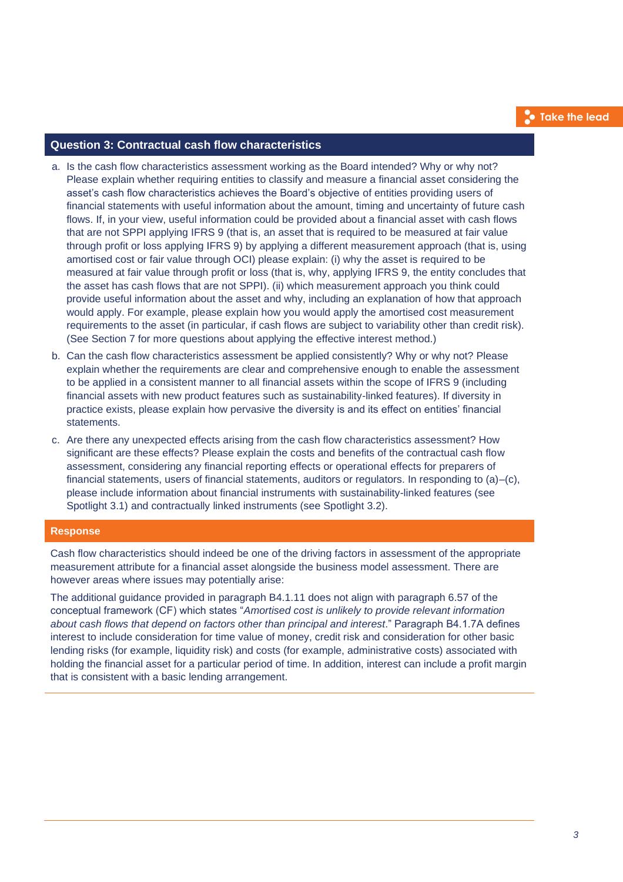Take the lead

## Question 3: Contractual cash flow characteristics

a. Is the cash flow characteristics assessment working as the Board intended? Why or why not? Please explain whether requiring entities to classify and measure a financial asset considering the asset's cash flow characteristics achieves the Board's objective of entities providing users of financial statements with useful information about the amount, timing and uncertainty of future cash flows. If, in your view, useful information could be provided about a financial asset with cash flows that are not SPPI applying IFRS 9 (that is, an asset that is required to be measured at fair value through profit or loss applying IFRS 9) by applying a different measurement approach (that is, using amortised cost or fair value through OCI) please explain: (i) why the asset is required to be measured at fair value through profit or loss (that is, why, applying IFRS 9, the entity concludes that the asset has cash flows that are not SPPI). (ii) which measurement approach you think could provide useful information about the asset and why, including an explanation of how that approach would apply. For example, please explain how you would apply the amortised cost measurement requirements to the asset (in particular, if cash flows are subject to variability other than credit risk). (See Section 7 for more questions about applying the effective interest method.)

b. Can the cash flow characteristics assessment be applied consistently? Why or why not? Please explain whether the requirements are clear and comprehensive enough to enable the assessment to be applied in a consistent manner to all financial assets within the scope of IFRS 9 (including financial assets with new product features such as sustainability-linked features). If diversity in practice exists, please explain how pervasive the diversity is and its effect on entities' financial statements.

c. Are there any unexpected effects arising from the cash flow characteristics assessment? How significant are these effects? Please explain the costs and benefits of the contractual cash flow assessment, considering any financial reporting effects or operational effects for preparers of financial statements, users of financial statements, auditors or regulators. In responding to (a)–(c), please include information about financial instruments with sustainability-linked features (see Spotlight 3.1) and contractually linked instruments (see Spotlight 3.2).

### Response

Cash flow characteristics should indeed be one of the driving factors in assessment of the appropriate measurement attribute for a financial asset alongside the business model assessment. There are however areas where issues may potentially arise:

The additional guidance provided in paragraph B4.1.11 does not align with paragraph 6.57 of the conceptual framework (CF) which states "*Amortised cost is unlikely to provide relevant information about cash flows that depend on factors other than principal and interest*." Paragraph B4.1.7A defines interest to include consideration for time value of money, credit risk and consideration for other basic lending risks (for example, liquidity risk) and costs (for example, administrative costs) associated with holding the financial asset for a particular period of time. In addition, interest can include a profit margin that is consistent with a basic lending arrangement.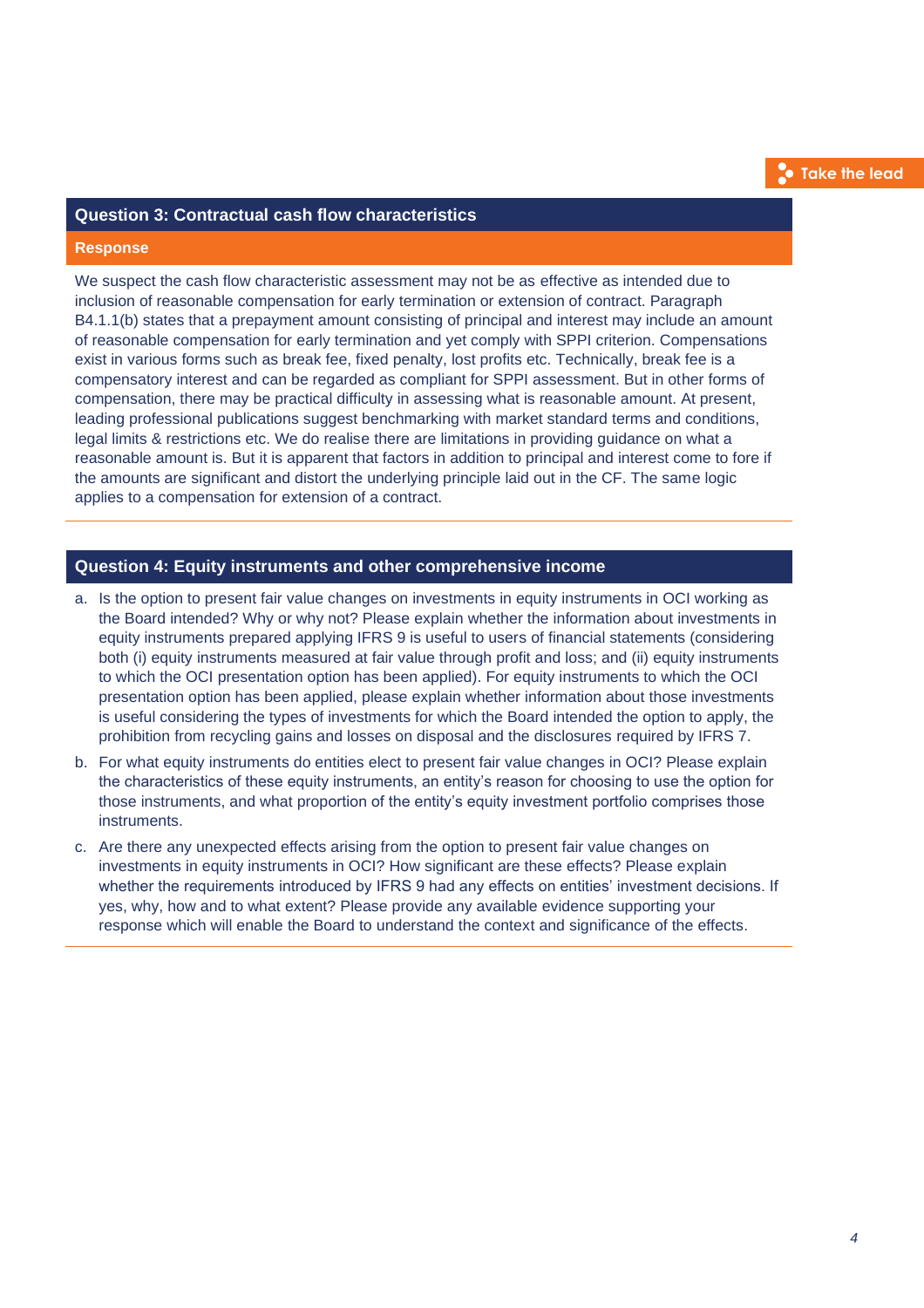## Question 3: Contractual cash flow characteristics

**Response**

We suspect the cash flow characteristic assessment may not be as effective as intended due to inclusion of reasonable compensation for early termination or extension of contract. Paragraph B4.1.1(b) states that a prepayment amount consisting of principal and interest may include an amount of reasonable compensation for early termination and yet comply with SPPI criterion. Compensations exist in various forms such as break fee, fixed penalty, lost profits etc. Technically, break fee is a compensatory interest and can be regarded as compliant for SPPI assessment. But in other forms of compensation, there may be practical difficulty in assessing what is reasonable amount. At present, leading professional publications suggest benchmarking with market standard terms and conditions, legal limits & restrictions etc. We do realise there are limitations in providing guidance on what a reasonable amount is. But it is apparent that factors in addition to principal and interest come to fore if the amounts are significant and distort the underlying principle laid out in the CF. The same logic applies to a compensation for extension of a contract.

## Question 4: Equity instruments and other comprehensive income

a. Is the option to present fair value changes on investments in equity instruments in OCI working as the Board intended? Why or why not? Please explain whether the information about investments in equity instruments prepared applying IFRS 9 is useful to users of financial statements (considering both (i) equity instruments measured at fair value through profit and loss; and (ii) equity instruments to which the OCI presentation option has been applied). For equity instruments to which the OCI presentation option has been applied, please explain whether information about those investments is useful considering the types of investments for which the Board intended the option to apply, the prohibition from recycling gains and losses on disposal and the disclosures required by IFRS 7.

b. For what equity instruments do entities elect to present fair value changes in OCI? Please explain the characteristics of these equity instruments, an entity's reason for choosing to use the option for those instruments, and what proportion of the entity's equity investment portfolio comprises those instruments.

c. Are there any unexpected effects arising from the option to present fair value changes on investments in equity instruments in OCI? How significant are these effects? Please explain whether the requirements introduced by IFRS 9 had any effects on entities' investment decisions. If yes, why, how and to what extent? Please provide any available evidence supporting your response which will enable the Board to understand the context and significance of the effects.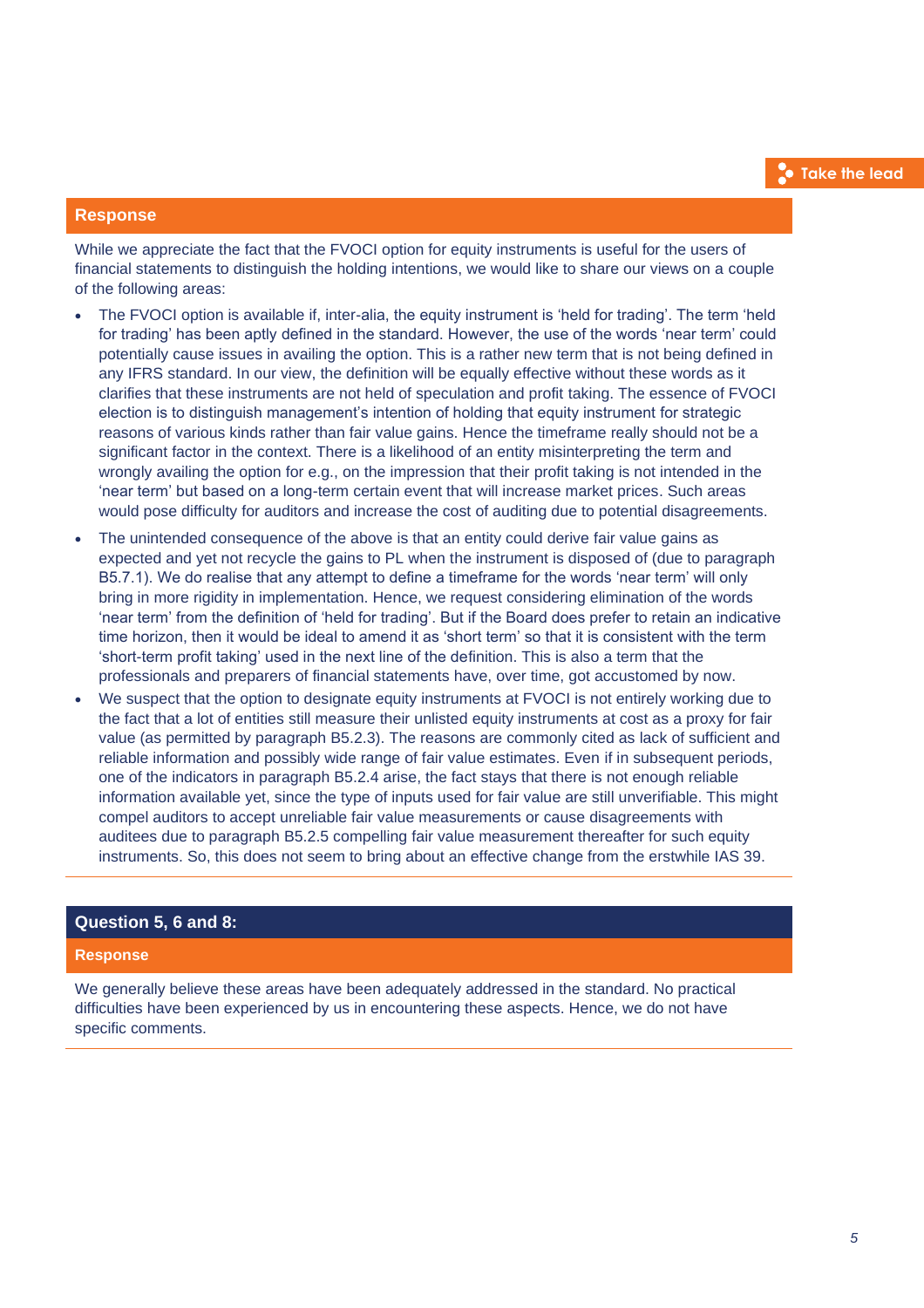## Response

While we appreciate the fact that the FVOCI option for equity instruments is useful for the users of financial statements to distinguish the holding intentions, we would like to share our views on a couple of the following areas:

- The FVOCI option is available if, inter-alia, the equity instrument is 'held for trading'. The term 'held for trading' has been aptly defined in the standard. However, the use of the words 'near term' could potentially cause issues in availing the option. This is a rather new term that is not being defined in any IFRS standard. In our view, the definition will be equally effective without these words as it clarifies that these instruments are not held of speculation and profit taking. The essence of FVOCI election is to distinguish management's intention of holding that equity instrument for strategic reasons of various kinds rather than fair value gains. Hence the timeframe really should not be a significant factor in the context. There is a likelihood of an entity misinterpreting the term and wrongly availing the option for e.g., on the impression that their profit taking is not intended in the 'near term' but based on a long-term certain event that will increase market prices. Such areas would pose difficulty for auditors and increase the cost of auditing due to potential disagreements.
- The unintended consequence of the above is that an entity could derive fair value gains as expected and yet not recycle the gains to PL when the instrument is disposed of (due to paragraph B5.7.1). We do realise that any attempt to define a timeframe for the words 'near term' will only bring in more rigidity in implementation. Hence, we request considering elimination of the words 'near term' from the definition of 'held for trading'. But if the Board does prefer to retain an indicative time horizon, then it would be ideal to amend it as 'short term' so that it is consistent with the term 'short-term profit taking' used in the next line of the definition. This is also a term that the professionals and preparers of financial statements have, over time, got accustomed by now.
- We suspect that the option to designate equity instruments at FVOCI is not entirely working due to the fact that a lot of entities still measure their unlisted equity instruments at cost as a proxy for fair value (as permitted by paragraph B5.2.3). The reasons are commonly cited as lack of sufficient and reliable information and possibly wide range of fair value estimates. Even if in subsequent periods, one of the indicators in paragraph B5.2.4 arise, the fact stays that there is not enough reliable information available yet, since the type of inputs used for fair value are still unverifiable. This might compel auditors to accept unreliable fair value measurements or cause disagreements with auditees due to paragraph B5.2.5 compelling fair value measurement thereafter for such equity instruments. So, this does not seem to bring about an effective change from the erstwhile IAS 39.

## Question 5, 6 and 8:

## Response

We generally believe these areas have been adequately addressed in the standard. No practical difficulties have been experienced by us in encountering these aspects. Hence, we do not have specific comments.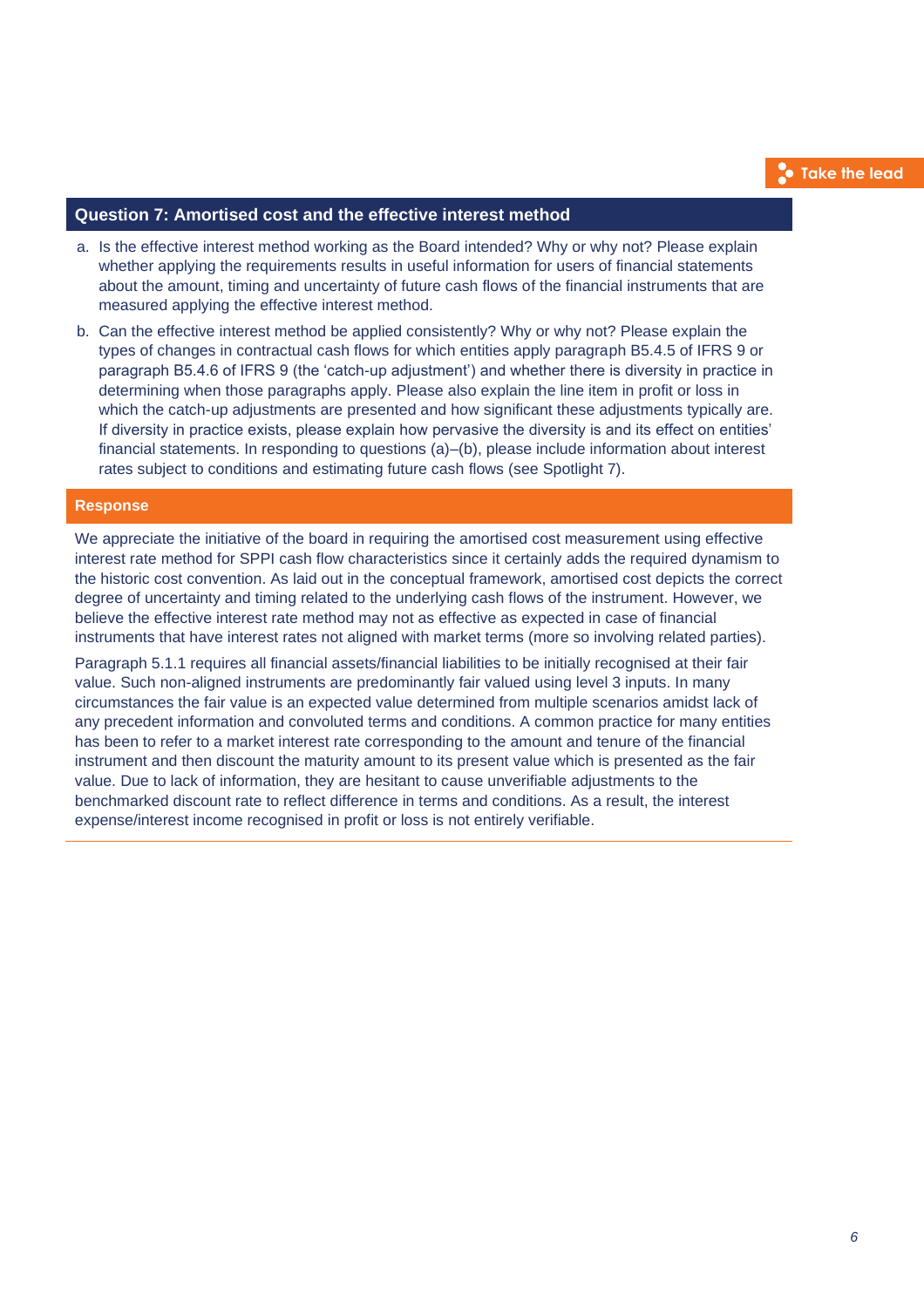## Question 7: Amortised cost and the effective interest method

a. Is the effective interest method working as the Board intended? Why or why not? Please explain whether applying the requirements results in useful information for users of financial statements about the amount, timing and uncertainty of future cash flows of the financial instruments that are measured applying the effective interest method.

b. Can the effective interest method be applied consistently? Why or why not? Please explain the types of changes in contractual cash flows for which entities apply paragraph B5.4.5 of IFRS 9 or paragraph B5.4.6 of IFRS 9 (the 'catch-up adjustment') and whether there is diversity in practice in determining when those paragraphs apply. Please also explain the line item in profit or loss in which the catch-up adjustments are presented and how significant these adjustments typically are. If diversity in practice exists, please explain how pervasive the diversity is and its effect on entities' financial statements. In responding to questions (a)–(b), please include information about interest rates subject to conditions and estimating future cash flows (see Spotlight 7).

### Response

We appreciate the initiative of the board in requiring the amortised cost measurement using effective interest rate method for SPPI cash flow characteristics since it certainly adds the required dynamism to the historic cost convention. As laid out in the conceptual framework, amortised cost depicts the correct degree of uncertainty and timing related to the underlying cash flows of the instrument. However, we believe the effective interest rate method may not as effective as expected in case of financial instruments that have interest rates not aligned with market terms (more so involving related parties).

Paragraph 5.1.1 requires all financial assets/financial liabilities to be initially recognised at their fair value. Such non-aligned instruments are predominantly fair valued using level 3 inputs. In many circumstances the fair value is an expected value determined from multiple scenarios amidst lack of any precedent information and convoluted terms and conditions. A common practice for many entities has been to refer to a market interest rate corresponding to the amount and tenure of the financial instrument and then discount the maturity amount to its present value which is presented as the fair value. Due to lack of information, they are hesitant to cause unverifiable adjustments to the benchmarked discount rate to reflect difference in terms and conditions. As a result, the interest expense/interest income recognised in profit or loss is not entirely verifiable.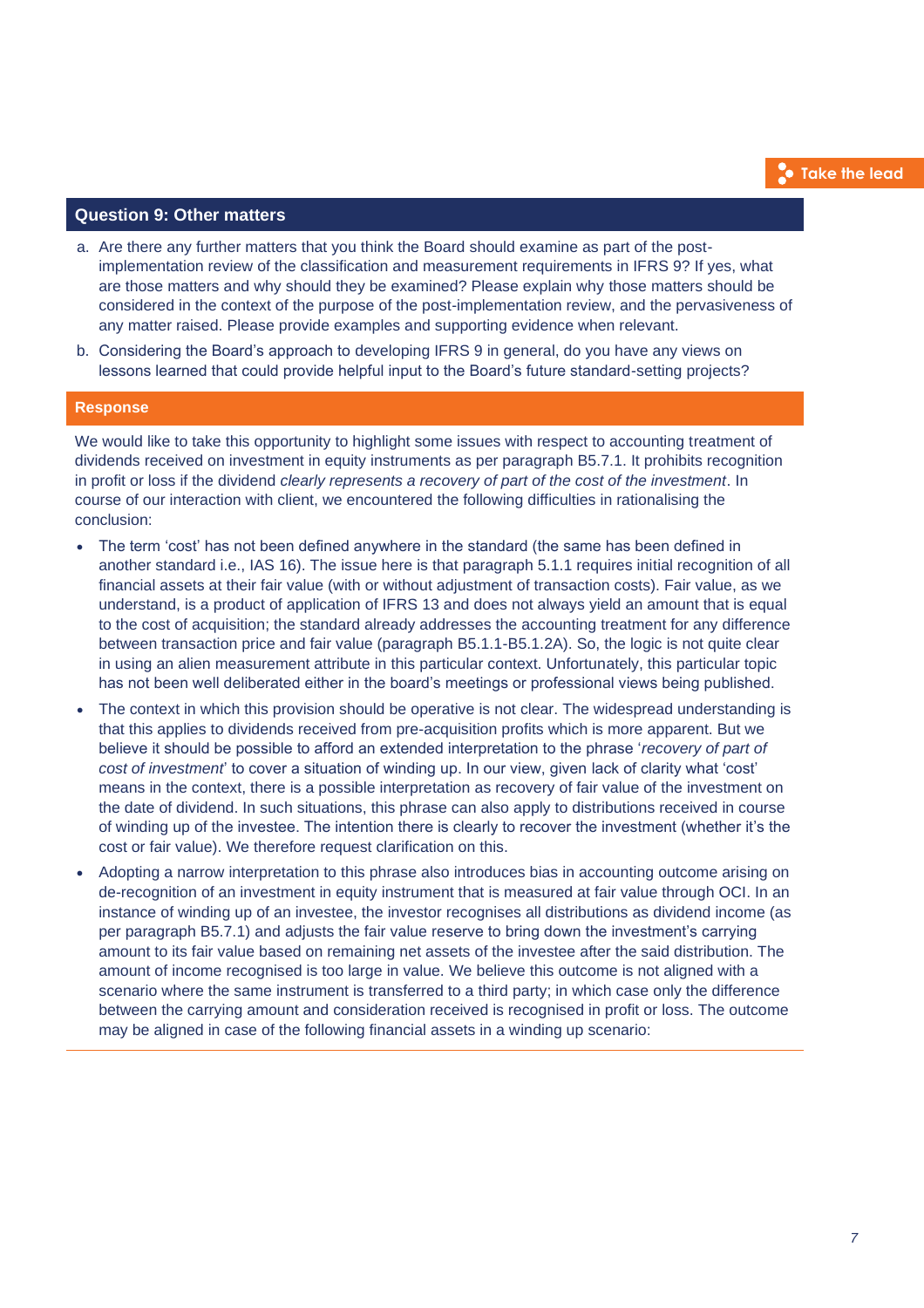## Question 9: Other matters

a. Are there any further matters that you think the Board should examine as part of the post-implementation review of the classification and measurement requirements in IFRS 9? If yes, what are those matters and why should they be examined? Please explain why those matters should be considered in the context of the purpose of the post-implementation review, and the pervasiveness of any matter raised. Please provide examples and supporting evidence when relevant.

b. Considering the Board's approach to developing IFRS 9 in general, do you have any views on lessons learned that could provide helpful input to the Board's future standard-setting projects?

### Response

We would like to take this opportunity to highlight some issues with respect to accounting treatment of dividends received on investment in equity instruments as per paragraph B5.7.1. It prohibits recognition in profit or loss if the dividend *clearly represents a recovery of part of the cost of the investment*. In course of our interaction with client, we encountered the following difficulties in rationalising the conclusion:

- The term 'cost' has not been defined anywhere in the standard (the same has been defined in another standard i.e., IAS 16). The issue here is that paragraph 5.1.1 requires initial recognition of all financial assets at their fair value (with or without adjustment of transaction costs). Fair value, as we understand, is a product of application of IFRS 13 and does not always yield an amount that is equal to the cost of acquisition; the standard already addresses the accounting treatment for any difference between transaction price and fair value (paragraph B5.1.1-B5.1.2A). So, the logic is not quite clear in using an alien measurement attribute in this particular context. Unfortunately, this particular topic has not been well deliberated either in the board's meetings or professional views being published.
- The context in which this provision should be operative is not clear. The widespread understanding is that this applies to dividends received from pre-acquisition profits which is more apparent. But we believe it should be possible to afford an extended interpretation to the phrase '*recovery of part of cost of investment*' to cover a situation of winding up. In our view, given lack of clarity what 'cost' means in the context, there is a possible interpretation as recovery of fair value of the investment on the date of dividend. In such situations, this phrase can also apply to distributions received in course of winding up of the investee. The intention there is clearly to recover the investment (whether it's the cost or fair value). We therefore request clarification on this.
- Adopting a narrow interpretation to this phrase also introduces bias in accounting outcome arising on de-recognition of an investment in equity instrument that is measured at fair value through OCI. In an instance of winding up of an investee, the investor recognises all distributions as dividend income (as per paragraph B5.7.1) and adjusts the fair value reserve to bring down the investment's carrying amount to its fair value based on remaining net assets of the investee after the said distribution. The amount of income recognised is too large in value. We believe this outcome is not aligned with a scenario where the same instrument is transferred to a third party; in which case only the difference between the carrying amount and consideration received is recognised in profit or loss. The outcome may be aligned in case of the following financial assets in a winding up scenario: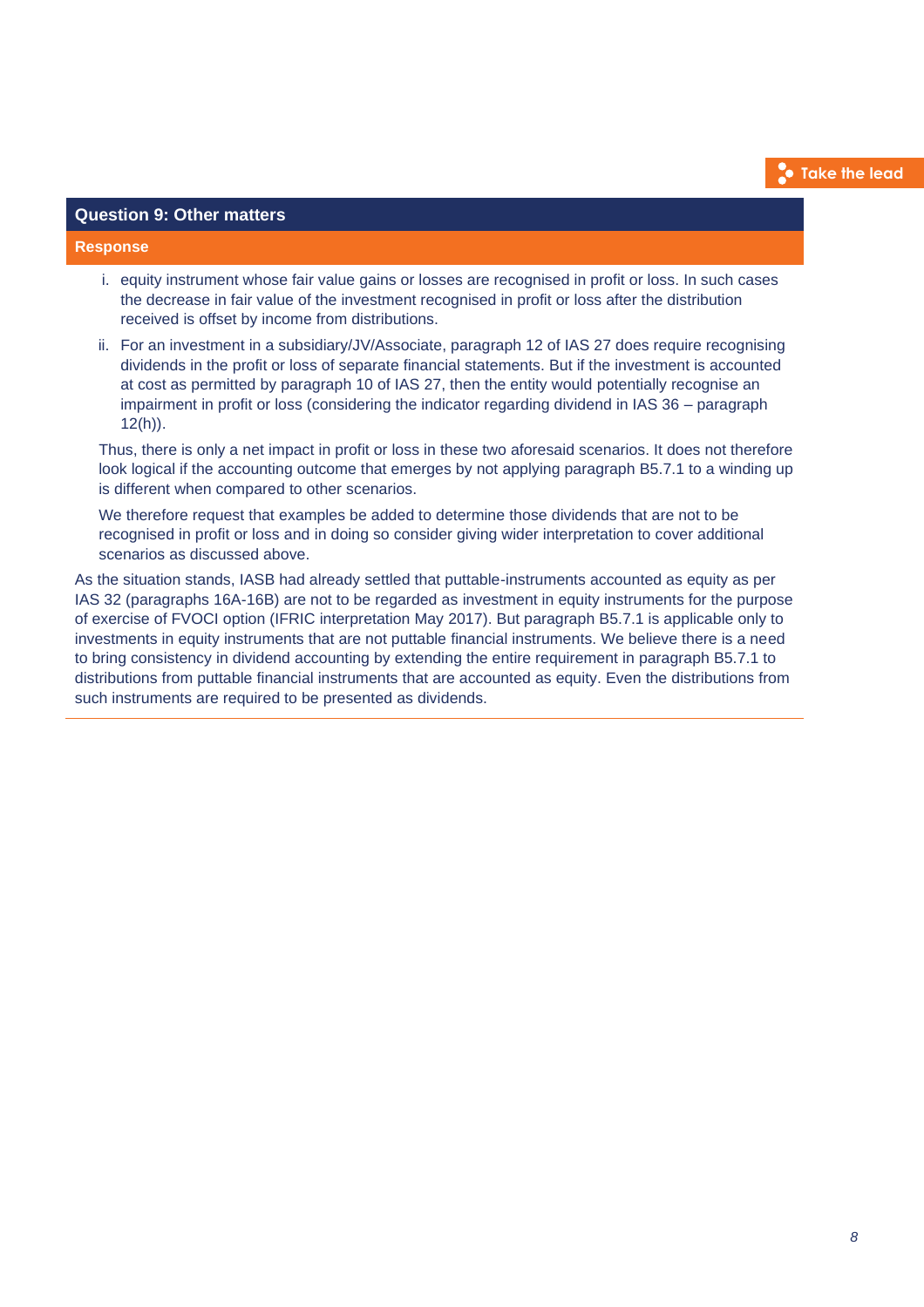## Question 9: Other matters

**Response**

i. equity instrument whose fair value gains or losses are recognised in profit or loss. In such cases the decrease in fair value of the investment recognised in profit or loss after the distribution received is offset by income from distributions.

ii. For an investment in a subsidiary/JV/Associate, paragraph 12 of IAS 27 does require recognising dividends in the profit or loss of separate financial statements. But if the investment is accounted at cost as permitted by paragraph 10 of IAS 27, then the entity would potentially recognise an impairment in profit or loss (considering the indicator regarding dividend in IAS 36 – paragraph 12(h)).

Thus, there is only a net impact in profit or loss in these two aforesaid scenarios. It does not therefore look logical if the accounting outcome that emerges by not applying paragraph B5.7.1 to a winding up is different when compared to other scenarios.

We therefore request that examples be added to determine those dividends that are not to be recognised in profit or loss and in doing so consider giving wider interpretation to cover additional scenarios as discussed above.

As the situation stands, IASB had already settled that puttable-instruments accounted as equity as per IAS 32 (paragraphs 16A-16B) are not to be regarded as investment in equity instruments for the purpose of exercise of FVOCI option (IFRIC interpretation May 2017). But paragraph B5.7.1 is applicable only to investments in equity instruments that are not puttable financial instruments. We believe there is a need to bring consistency in dividend accounting by extending the entire requirement in paragraph B5.7.1 to distributions from puttable financial instruments that are accounted as equity. Even the distributions from such instruments are required to be presented as dividends.